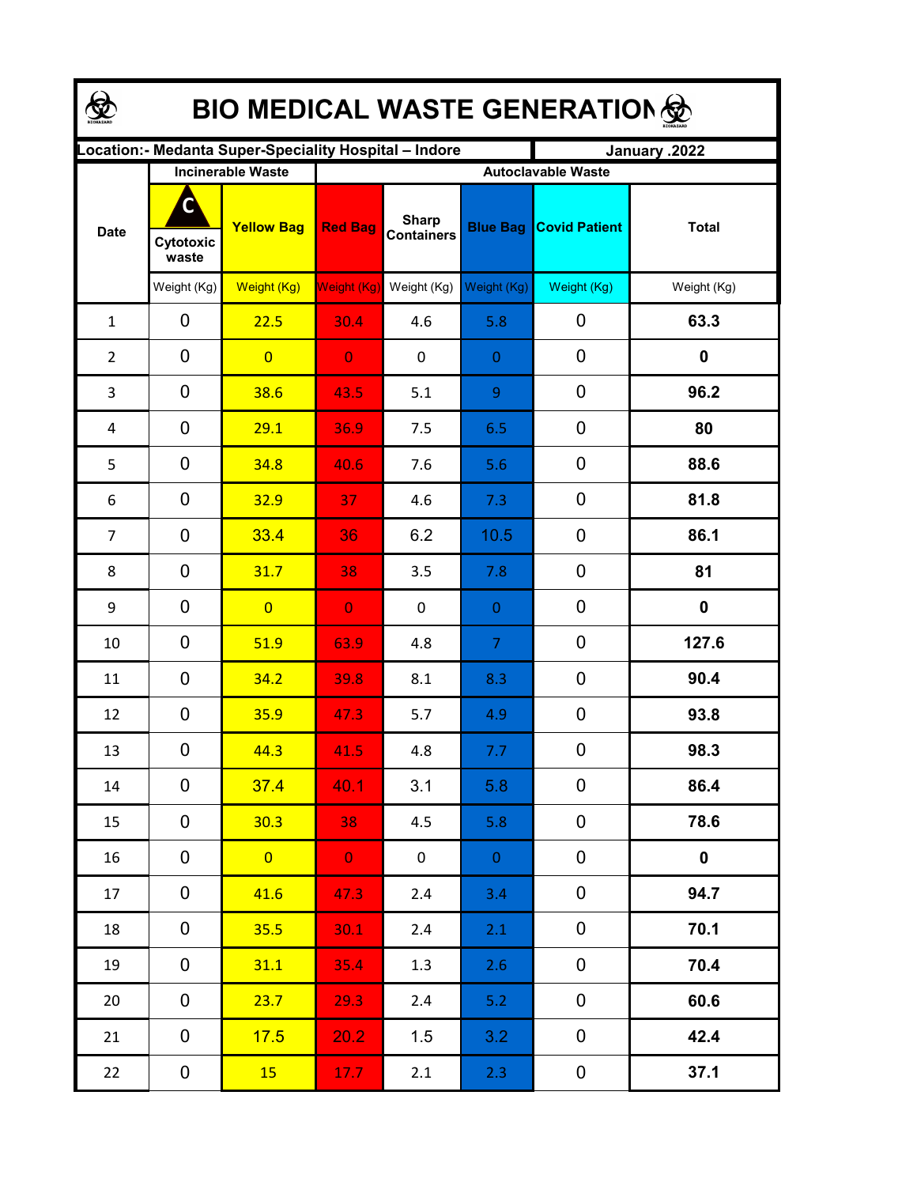# BIO MEDICAL WASTE GENERATION

| Location:- Medanta Super-Speciality Hospital – Indore | | | | | | | January .2022 |
|---|---|---|---|---|---|---|---|
| Date | Incinerable Waste | | Autoclavable Waste | | | | Total |
| | C Cytotoxic waste | Yellow Bag | Red Bag | Sharp Containers | Blue Bag | Covid Patient | Total |
| | Weight (Kg) | Weight (Kg) | Weight (Kg) | Weight (Kg) | Weight (Kg) | Weight (Kg) | Weight (Kg) |
| 1 | 0 | 22.5 | 30.4 | 4.6 | 5.8 | 0 | **63.3** |
| 2 | 0 | 0 | 0 | 0 | 0 | 0 | **0** |
| 3 | 0 | 38.6 | 43.5 | 5.1 | 9 | 0 | **96.2** |
| 4 | 0 | 29.1 | 36.9 | 7.5 | 6.5 | 0 | **80** |
| 5 | 0 | 34.8 | 40.6 | 7.6 | 5.6 | 0 | **88.6** |
| 6 | 0 | 32.9 | 37 | 4.6 | 7.3 | 0 | **81.8** |
| 7 | 0 | 33.4 | 36 | 6.2 | 10.5 | 0 | **86.1** |
| 8 | 0 | 31.7 | 38 | 3.5 | 7.8 | 0 | **81** |
| 9 | 0 | 0 | 0 | 0 | 0 | 0 | **0** |
| 10 | 0 | 51.9 | 63.9 | 4.8 | 7 | 0 | **127.6** |
| 11 | 0 | 34.2 | 39.8 | 8.1 | 8.3 | 0 | **90.4** |
| 12 | 0 | 35.9 | 47.3 | 5.7 | 4.9 | 0 | **93.8** |
| 13 | 0 | 44.3 | 41.5 | 4.8 | 7.7 | 0 | **98.3** |
| 14 | 0 | 37.4 | 40.1 | 3.1 | 5.8 | 0 | **86.4** |
| 15 | 0 | 30.3 | 38 | 4.5 | 5.8 | 0 | **78.6** |
| 16 | 0 | 0 | 0 | 0 | 0 | 0 | **0** |
| 17 | 0 | 41.6 | 47.3 | 2.4 | 3.4 | 0 | **94.7** |
| 18 | 0 | 35.5 | 30.1 | 2.4 | 2.1 | 0 | **70.1** |
| 19 | 0 | 31.1 | 35.4 | 1.3 | 2.6 | 0 | **70.4** |
| 20 | 0 | 23.7 | 29.3 | 2.4 | 5.2 | 0 | **60.6** |
| 21 | 0 | 17.5 | 20.2 | 1.5 | 3.2 | 0 | **42.4** |
| 22 | 0 | 15 | 17.7 | 2.1 | 2.3 | 0 | **37.1** |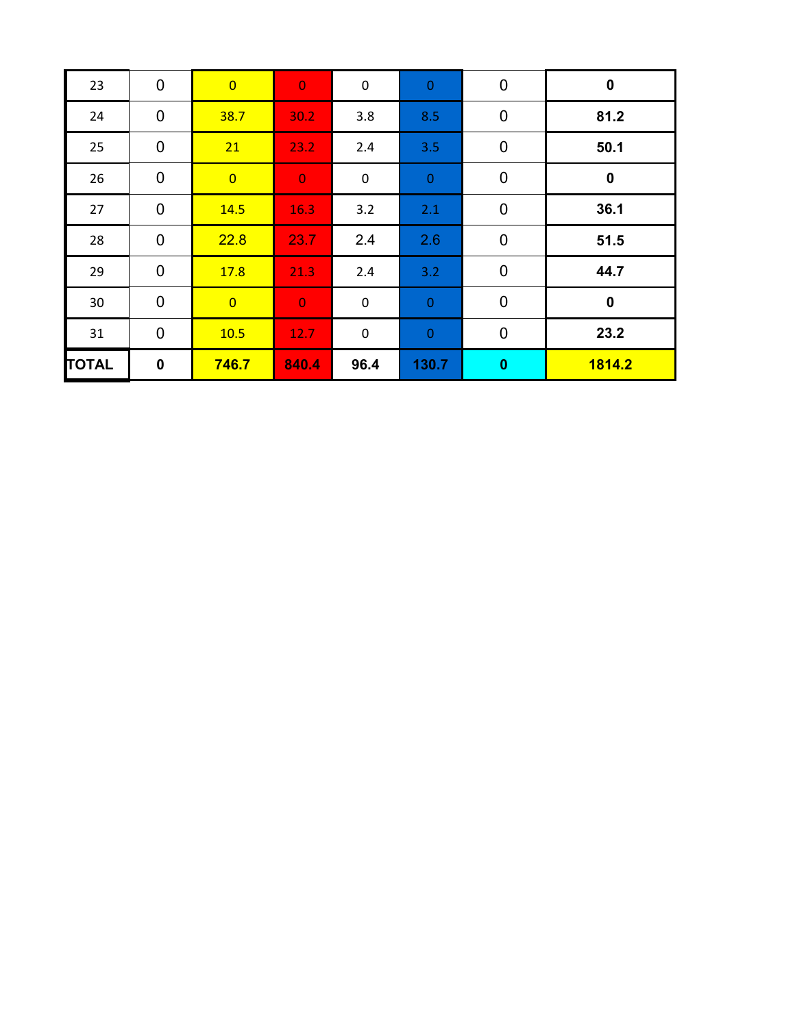| | | | | | | | |
|---|---|---|---|---|---|---|---|
| 23 | 0 | 0 | 0 | 0 | 0 | 0 | **0** |
| 24 | 0 | 38.7 | 30.2 | 3.8 | 8.5 | 0 | **81.2** |
| 25 | 0 | 21 | 23.2 | 2.4 | 3.5 | 0 | **50.1** |
| 26 | 0 | 0 | 0 | 0 | 0 | 0 | **0** |
| 27 | 0 | 14.5 | 16.3 | 3.2 | 2.1 | 0 | **36.1** |
| 28 | 0 | 22.8 | 23.7 | 2.4 | 2.6 | 0 | **51.5** |
| 29 | 0 | 17.8 | 21.3 | 2.4 | 3.2 | 0 | **44.7** |
| 30 | 0 | 0 | 0 | 0 | 0 | 0 | **0** |
| 31 | 0 | 10.5 | 12.7 | 0 | 0 | 0 | **23.2** |
| **TOTAL** | **0** | **746.7** | **840.4** | **96.4** | **130.7** | **0** | **1814.2** |